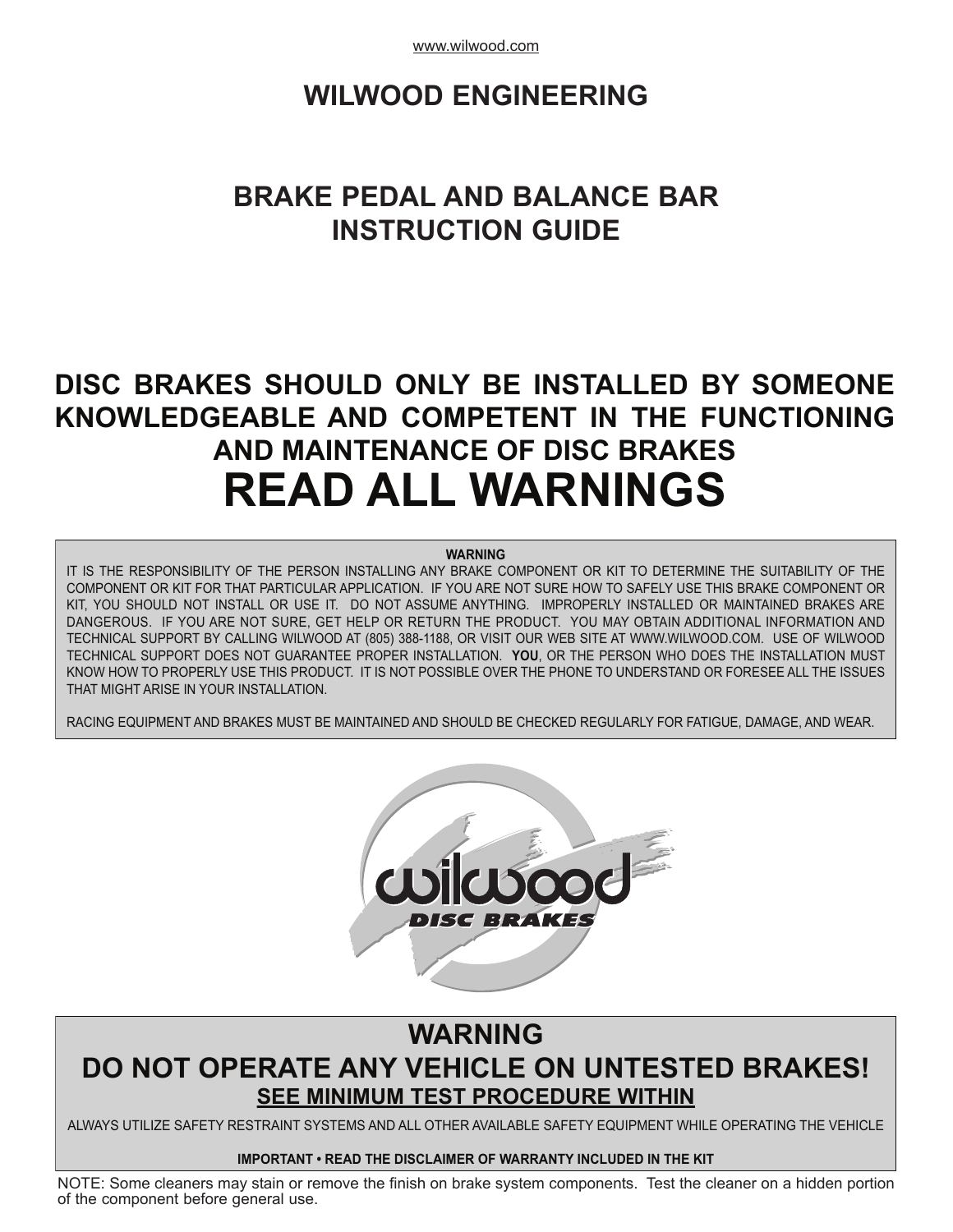www.wilwood.com

# WILWOOD ENGINEERING

## BRAKE PEDAL AND BALANCE BAR INSTRUCTION GUIDE

## DISC BRAKES SHOULD ONLY BE INSTALLED BY SOMEONE KNOWLEDGEABLE AND COMPETENT IN THE FUNCTIONING AND MAINTENANCE OF DISC BRAKES

# READ ALL WARNINGS

**WARNING**

IT IS THE RESPONSIBILITY OF THE PERSON INSTALLING ANY BRAKE COMPONENT OR KIT TO DETERMINE THE SUITABILITY OF THE COMPONENT OR KIT FOR THAT PARTICULAR APPLICATION. IF YOU ARE NOT SURE HOW TO SAFELY USE THIS BRAKE COMPONENT OR KIT, YOU SHOULD NOT INSTALL OR USE IT. DO NOT ASSUME ANYTHING. IMPROPERLY INSTALLED OR MAINTAINED BRAKES ARE DANGEROUS. IF YOU ARE NOT SURE, GET HELP OR RETURN THE PRODUCT. YOU MAY OBTAIN ADDITIONAL INFORMATION AND TECHNICAL SUPPORT BY CALLING WILWOOD AT (805) 388-1188, OR VISIT OUR WEB SITE AT WWW.WILWOOD.COM. USE OF WILWOOD TECHNICAL SUPPORT DOES NOT GUARANTEE PROPER INSTALLATION. **YOU**, OR THE PERSON WHO DOES THE INSTALLATION MUST KNOW HOW TO PROPERLY USE THIS PRODUCT. IT IS NOT POSSIBLE OVER THE PHONE TO UNDERSTAND OR FORESEE ALL THE ISSUES THAT MIGHT ARISE IN YOUR INSTALLATION.

RACING EQUIPMENT AND BRAKES MUST BE MAINTAINED AND SHOULD BE CHECKED REGULARLY FOR FATIGUE, DAMAGE, AND WEAR.

wilwood DISC BRAKES

## WARNING
## DO NOT OPERATE ANY VEHICLE ON UNTESTED BRAKES!

**SEE MINIMUM TEST PROCEDURE WITHIN**

ALWAYS UTILIZE SAFETY RESTRAINT SYSTEMS AND ALL OTHER AVAILABLE SAFETY EQUIPMENT WHILE OPERATING THE VEHICLE

**IMPORTANT • READ THE DISCLAIMER OF WARRANTY INCLUDED IN THE KIT**

NOTE: Some cleaners may stain or remove the finish on brake system components. Test the cleaner on a hidden portion of the component before general use.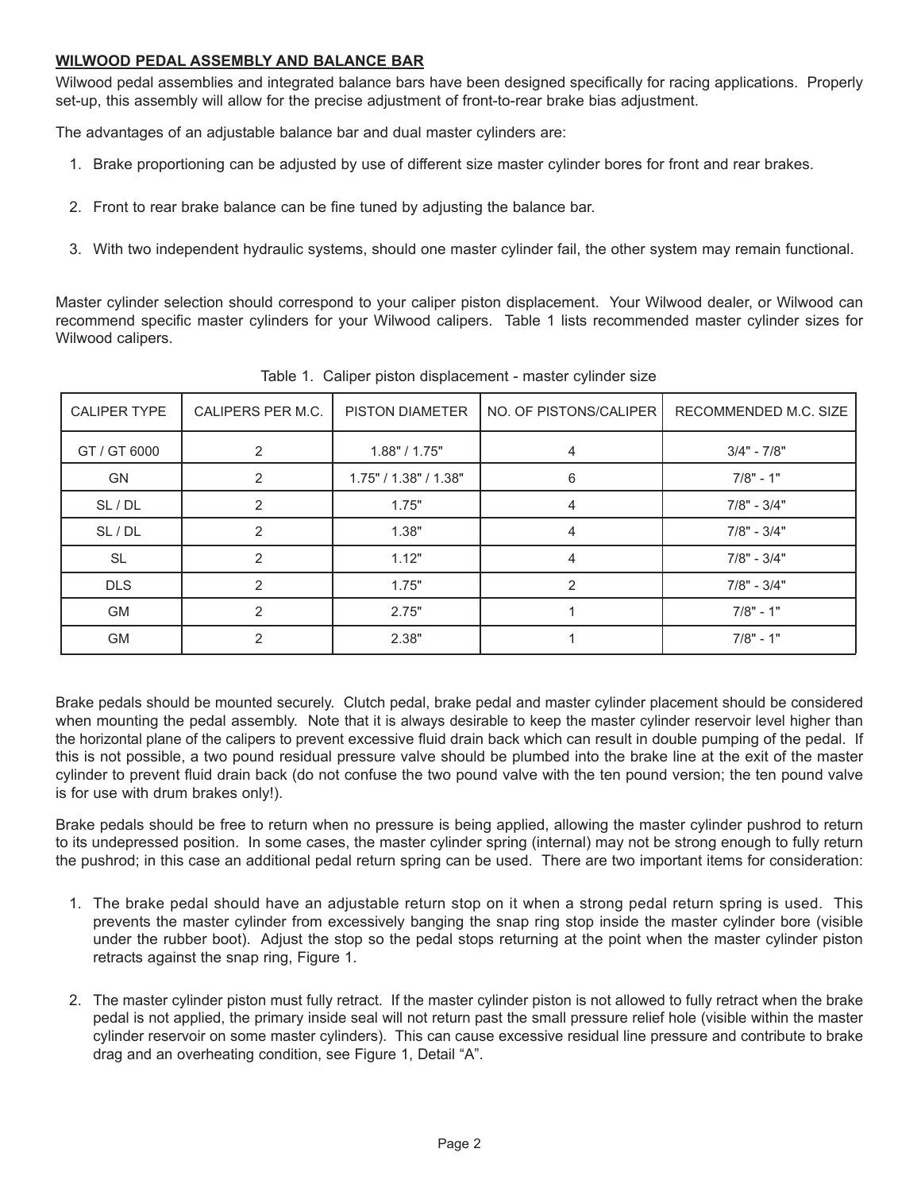## WILWOOD PEDAL ASSEMBLY AND BALANCE BAR

Wilwood pedal assemblies and integrated balance bars have been designed specifically for racing applications. Properly set-up, this assembly will allow for the precise adjustment of front-to-rear brake bias adjustment.

The advantages of an adjustable balance bar and dual master cylinders are:

1. Brake proportioning can be adjusted by use of different size master cylinder bores for front and rear brakes.
2. Front to rear brake balance can be fine tuned by adjusting the balance bar.
3. With two independent hydraulic systems, should one master cylinder fail, the other system may remain functional.

Master cylinder selection should correspond to your caliper piston displacement. Your Wilwood dealer, or Wilwood can recommend specific master cylinders for your Wilwood calipers. Table 1 lists recommended master cylinder sizes for Wilwood calipers.

Table 1. Caliper piston displacement - master cylinder size

| CALIPER TYPE | CALIPERS PER M.C. | PISTON DIAMETER | NO. OF PISTONS/CALIPER | RECOMMENDED M.C. SIZE |
|---|---|---|---|---|
| GT / GT 6000 | 2 | 1.88" / 1.75" | 4 | 3/4" - 7/8" |
| GN | 2 | 1.75" / 1.38" / 1.38" | 6 | 7/8" - 1" |
| SL / DL | 2 | 1.75" | 4 | 7/8" - 3/4" |
| SL / DL | 2 | 1.38" | 4 | 7/8" - 3/4" |
| SL | 2 | 1.12" | 4 | 7/8" - 3/4" |
| DLS | 2 | 1.75" | 2 | 7/8" - 3/4" |
| GM | 2 | 2.75" | 1 | 7/8" - 1" |
| GM | 2 | 2.38" | 1 | 7/8" - 1" |

Brake pedals should be mounted securely. Clutch pedal, brake pedal and master cylinder placement should be considered when mounting the pedal assembly. Note that it is always desirable to keep the master cylinder reservoir level higher than the horizontal plane of the calipers to prevent excessive fluid drain back which can result in double pumping of the pedal. If this is not possible, a two pound residual pressure valve should be plumbed into the brake line at the exit of the master cylinder to prevent fluid drain back (do not confuse the two pound valve with the ten pound version; the ten pound valve is for use with drum brakes only!).

Brake pedals should be free to return when no pressure is being applied, allowing the master cylinder pushrod to return to its undepressed position. In some cases, the master cylinder spring (internal) may not be strong enough to fully return the pushrod; in this case an additional pedal return spring can be used. There are two important items for consideration:

1. The brake pedal should have an adjustable return stop on it when a strong pedal return spring is used. This prevents the master cylinder from excessively banging the snap ring stop inside the master cylinder bore (visible under the rubber boot). Adjust the stop so the pedal stops returning at the point when the master cylinder piston retracts against the snap ring, Figure 1.
2. The master cylinder piston must fully retract. If the master cylinder piston is not allowed to fully retract when the brake pedal is not applied, the primary inside seal will not return past the small pressure relief hole (visible within the master cylinder reservoir on some master cylinders). This can cause excessive residual line pressure and contribute to brake drag and an overheating condition, see Figure 1, Detail "A".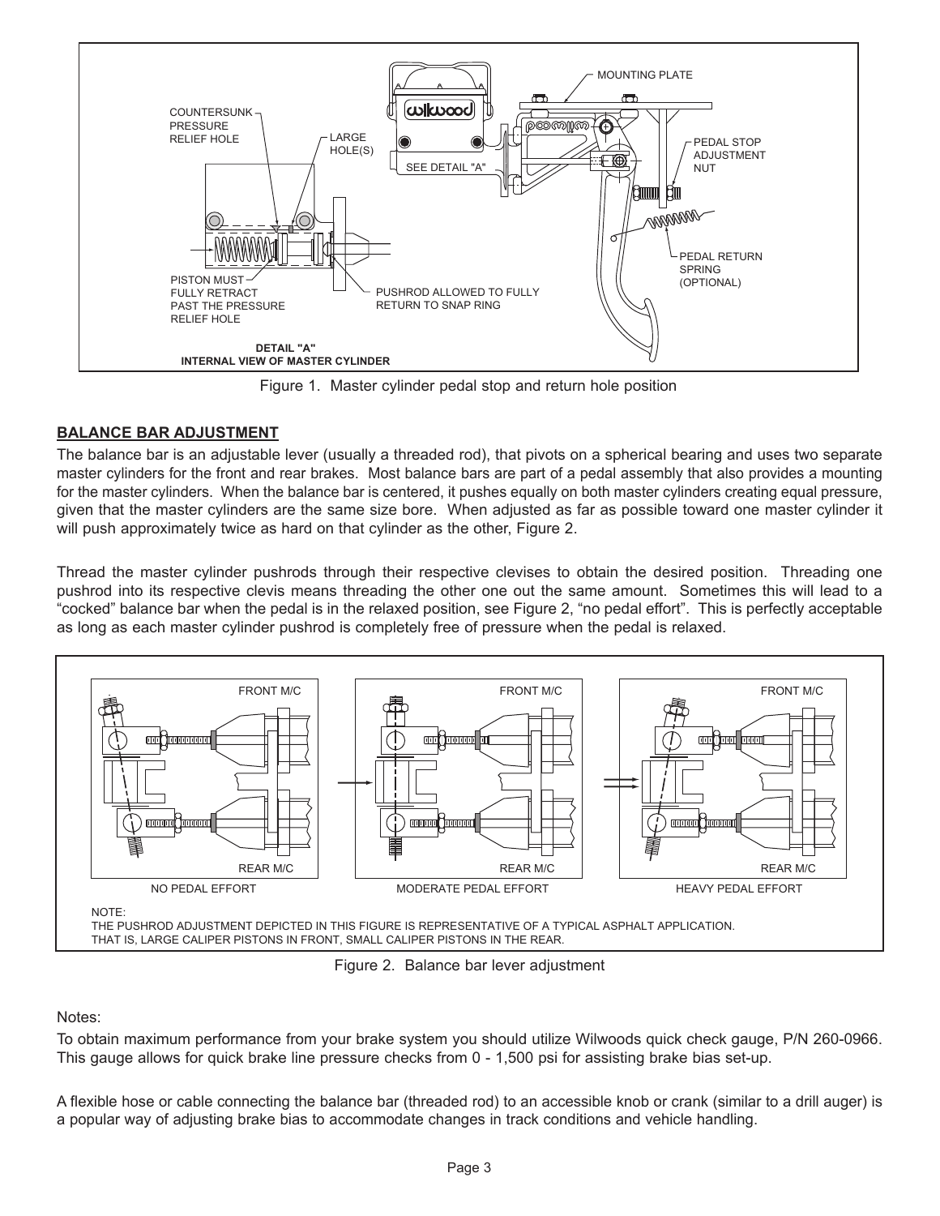Figure 1. Master cylinder pedal stop and return hole position

## BALANCE BAR ADJUSTMENT

The balance bar is an adjustable lever (usually a threaded rod), that pivots on a spherical bearing and uses two separate master cylinders for the front and rear brakes. Most balance bars are part of a pedal assembly that also provides a mounting for the master cylinders. When the balance bar is centered, it pushes equally on both master cylinders creating equal pressure, given that the master cylinders are the same size bore. When adjusted as far as possible toward one master cylinder it will push approximately twice as hard on that cylinder as the other, Figure 2.

Thread the master cylinder pushrods through their respective clevises to obtain the desired position. Threading one pushrod into its respective clevis means threading the other one out the same amount. Sometimes this will lead to a "cocked" balance bar when the pedal is in the relaxed position, see Figure 2, "no pedal effort". This is perfectly acceptable as long as each master cylinder pushrod is completely free of pressure when the pedal is relaxed.

Figure 2. Balance bar lever adjustment

Notes:

To obtain maximum performance from your brake system you should utilize Wilwoods quick check gauge, P/N 260-0966. This gauge allows for quick brake line pressure checks from 0 - 1,500 psi for assisting brake bias set-up.

A flexible hose or cable connecting the balance bar (threaded rod) to an accessible knob or crank (similar to a drill auger) is a popular way of adjusting brake bias to accommodate changes in track conditions and vehicle handling.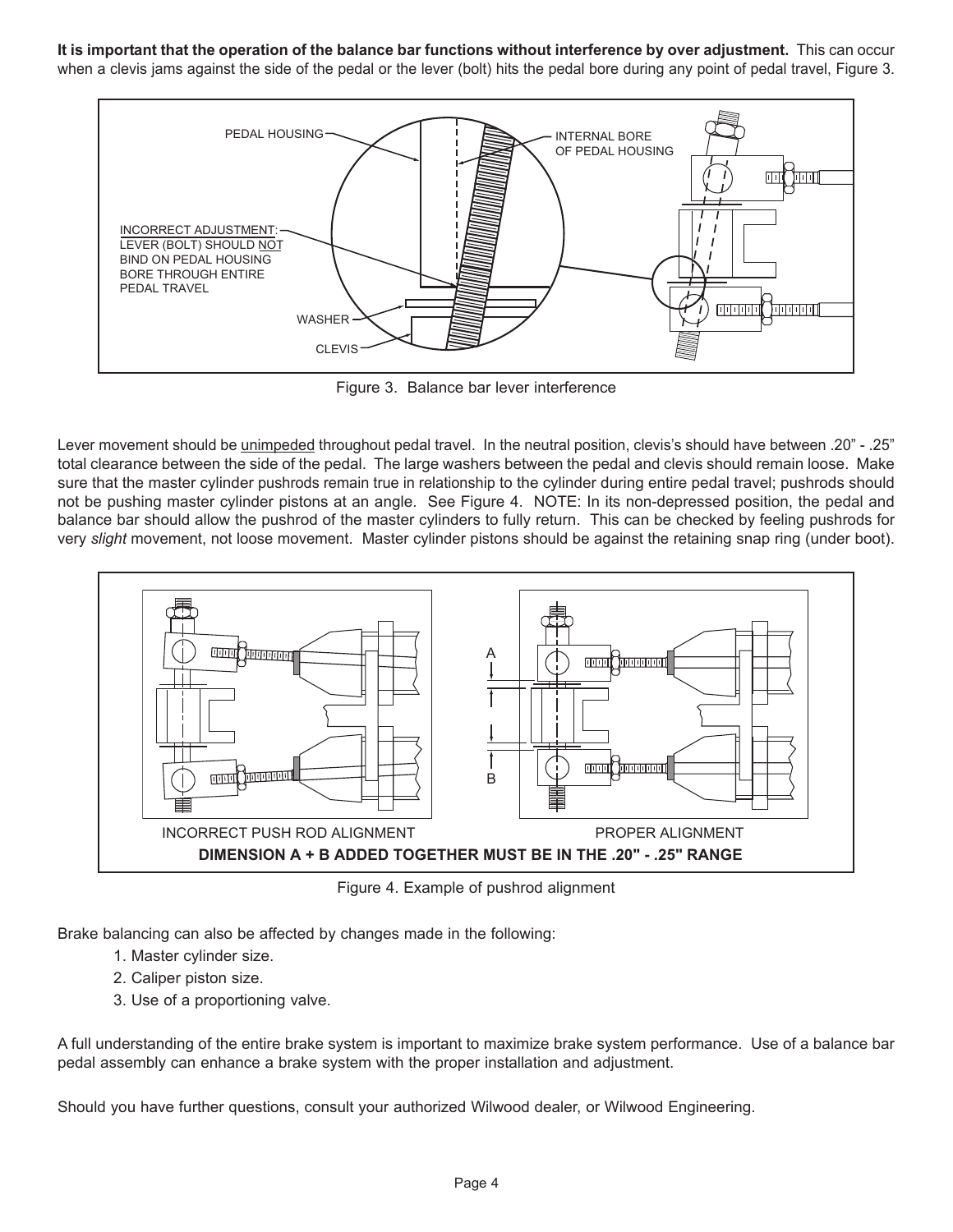**It is important that the operation of the balance bar functions without interference by over adjustment.** This can occur when a clevis jams against the side of the pedal or the lever (bolt) hits the pedal bore during any point of pedal travel, Figure 3.

Figure 3. Balance bar lever interference

Lever movement should be unimpeded throughout pedal travel. In the neutral position, clevis's should have between .20" - .25" total clearance between the side of the pedal. The large washers between the pedal and clevis should remain loose. Make sure that the master cylinder pushrods remain true in relationship to the cylinder during entire pedal travel; pushrods should not be pushing master cylinder pistons at an angle. See Figure 4. NOTE: In its non-depressed position, the pedal and balance bar should allow the pushrod of the master cylinders to fully return. This can be checked by feeling pushrods for very *slight* movement, not loose movement. Master cylinder pistons should be against the retaining snap ring (under boot).

Figure 4. Example of pushrod alignment

Brake balancing can also be affected by changes made in the following:

1. Master cylinder size.
2. Caliper piston size.
3. Use of a proportioning valve.

A full understanding of the entire brake system is important to maximize brake system performance. Use of a balance bar pedal assembly can enhance a brake system with the proper installation and adjustment.

Should you have further questions, consult your authorized Wilwood dealer, or Wilwood Engineering.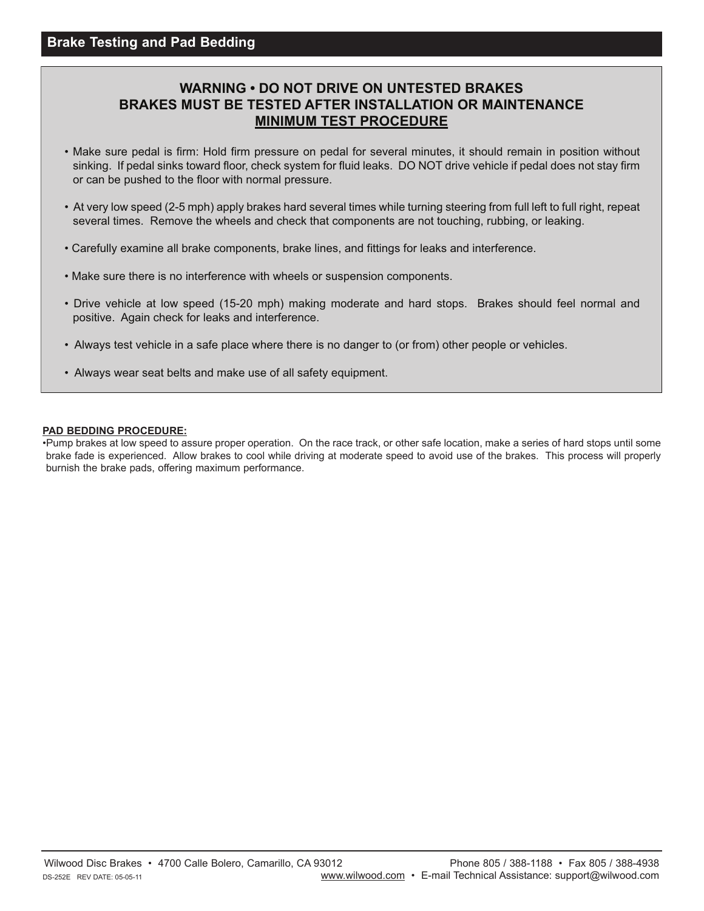## Brake Testing and Pad Bedding

### WARNING • DO NOT DRIVE ON UNTESTED BRAKES
### BRAKES MUST BE TESTED AFTER INSTALLATION OR MAINTENANCE
### MINIMUM TEST PROCEDURE

- Make sure pedal is firm: Hold firm pressure on pedal for several minutes, it should remain in position without sinking. If pedal sinks toward floor, check system for fluid leaks. DO NOT drive vehicle if pedal does not stay firm or can be pushed to the floor with normal pressure.
- At very low speed (2-5 mph) apply brakes hard several times while turning steering from full left to full right, repeat several times. Remove the wheels and check that components are not touching, rubbing, or leaking.
- Carefully examine all brake components, brake lines, and fittings for leaks and interference.
- Make sure there is no interference with wheels or suspension components.
- Drive vehicle at low speed (15-20 mph) making moderate and hard stops. Brakes should feel normal and positive. Again check for leaks and interference.
- Always test vehicle in a safe place where there is no danger to (or from) other people or vehicles.
- Always wear seat belts and make use of all safety equipment.

**PAD BEDDING PROCEDURE:**

- Pump brakes at low speed to assure proper operation. On the race track, or other safe location, make a series of hard stops until some brake fade is experienced. Allow brakes to cool while driving at moderate speed to avoid use of the brakes. This process will properly burnish the brake pads, offering maximum performance.

Wilwood Disc Brakes • 4700 Calle Bolero, Camarillo, CA 93012 Phone 805 / 388-1188 • Fax 805 / 388-4938

DS-252E REV DATE: 05-05-11 www.wilwood.com • E-mail Technical Assistance: support@wilwood.com